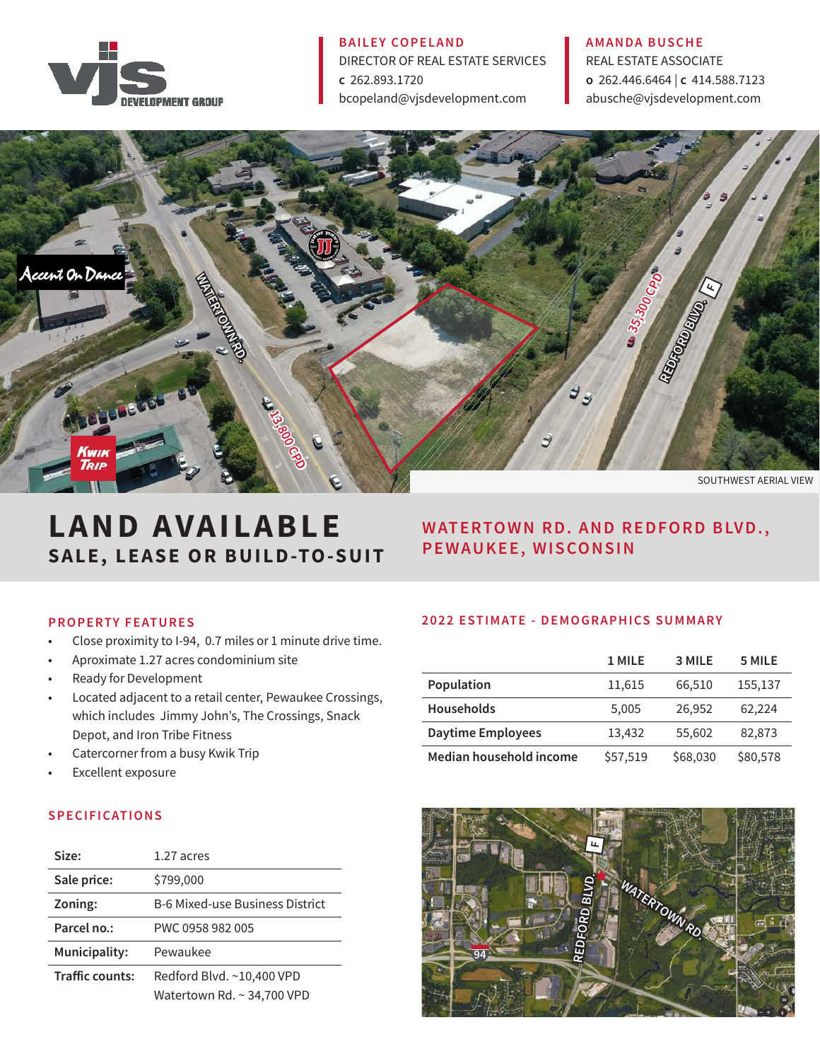VJS DEVELOPMENT GROUP

**BAILEY COPELAND**
DIRECTOR OF REAL ESTATE SERVICES
c 262.893.1720
bcopeland@vjsdevelopment.com

**AMANDA BUSCHE**
REAL ESTATE ASSOCIATE
o 262.446.6464 | c 414.588.7123
abusche@vjsdevelopment.com

SOUTHWEST AERIAL VIEW

# LAND AVAILABLE

## SALE, LEASE OR BUILD-TO-SUIT

## WATERTOWN RD. AND REDFORD BLVD., PEWAUKEE, WISCONSIN

### PROPERTY FEATURES

- Close proximity to I-94, 0.7 miles or 1 minute drive time.
- Aproximate 1.27 acres condominium site
- Ready for Development
- Located adjacent to a retail center, Pewaukee Crossings, which includes Jimmy John's, The Crossings, Snack Depot, and Iron Tribe Fitness
- Catercorner from a busy Kwik Trip
- Excellent exposure

### SPECIFICATIONS

| | |
|---|---|
| **Size:** | 1.27 acres |
| **Sale price:** | $799,000 |
| **Zoning:** | B-6 Mixed-use Business District |
| **Parcel no.:** | PWC 0958 982 005 |
| **Municipality:** | Pewaukee |
| **Traffic counts:** | Redford Blvd. ~10,400 VPD<br>Watertown Rd. ~ 34,700 VPD |

### 2022 ESTIMATE - DEMOGRAPHICS SUMMARY

| | 1 MILE | 3 MILE | 5 MILE |
|---|---|---|---|
| **Population** | 11,615 | 66,510 | 155,137 |
| **Households** | 5,005 | 26,952 | 62,224 |
| **Daytime Employees** | 13,432 | 55,602 | 82,873 |
| **Median household income** | $57,519 | $68,030 | $80,578 |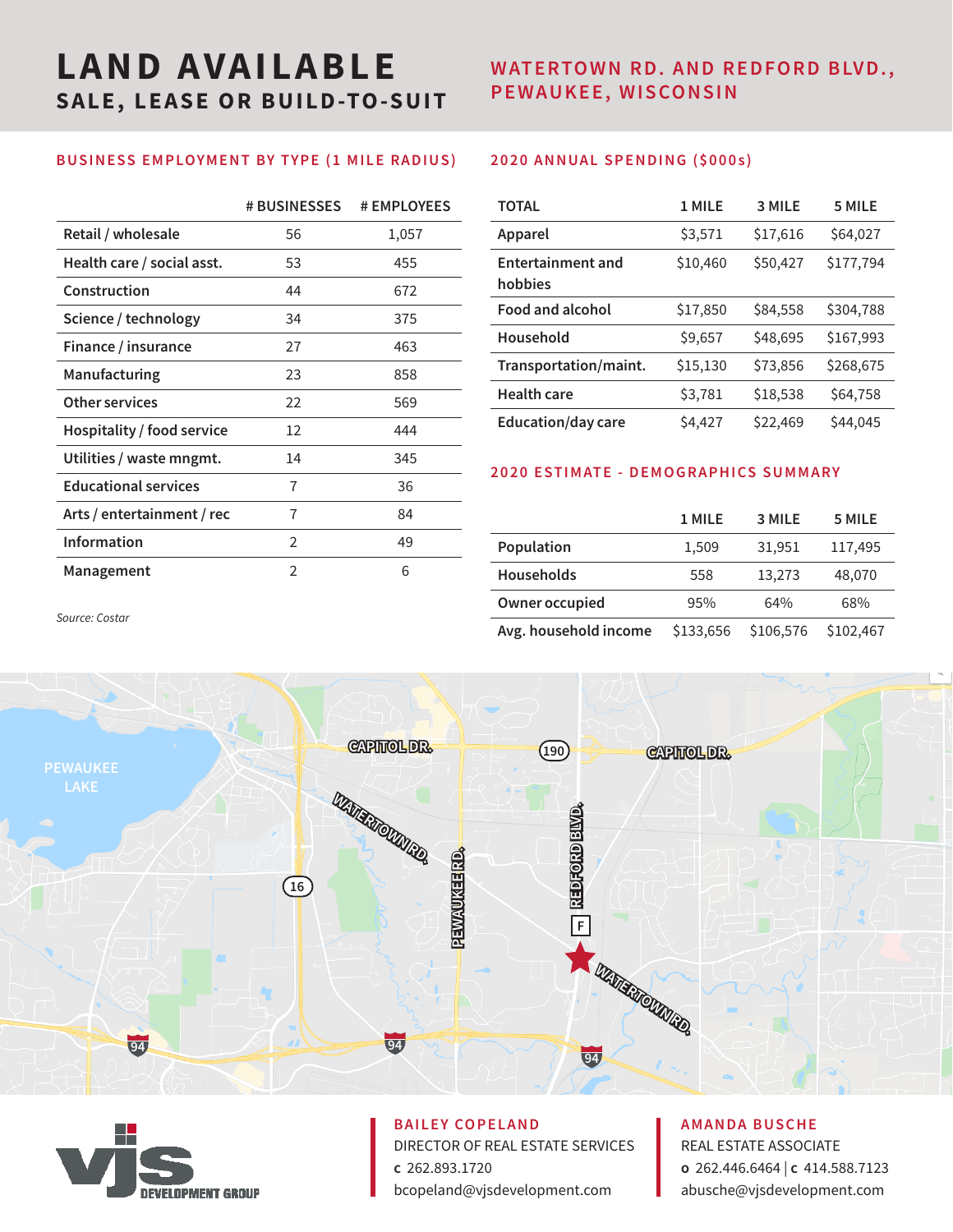# LAND AVAILABLE

## SALE, LEASE OR BUILD-TO-SUIT

## WATERTOWN RD. AND REDFORD BLVD., PEWAUKEE, WISCONSIN

### BUSINESS EMPLOYMENT BY TYPE (1 MILE RADIUS)

| | # BUSINESSES | # EMPLOYEES |
|---|---|---|
| Retail / wholesale | 56 | 1,057 |
| Health care / social asst. | 53 | 455 |
| Construction | 44 | 672 |
| Science / technology | 34 | 375 |
| Finance / insurance | 27 | 463 |
| Manufacturing | 23 | 858 |
| Other services | 22 | 569 |
| Hospitality / food service | 12 | 444 |
| Utilities / waste mngmt. | 14 | 345 |
| Educational services | 7 | 36 |
| Arts / entertainment / rec | 7 | 84 |
| Information | 2 | 49 |
| Management | 2 | 6 |

*Source: Costar*

### 2020 ANNUAL SPENDING ($000s)

| TOTAL | 1 MILE | 3 MILE | 5 MILE |
|---|---|---|---|
| Apparel | $3,571 | $17,616 | $64,027 |
| Entertainment and hobbies | $10,460 | $50,427 | $177,794 |
| Food and alcohol | $17,850 | $84,558 | $304,788 |
| Household | $9,657 | $48,695 | $167,993 |
| Transportation/maint. | $15,130 | $73,856 | $268,675 |
| Health care | $3,781 | $18,538 | $64,758 |
| Education/day care | $4,427 | $22,469 | $44,045 |

### 2020 ESTIMATE - DEMOGRAPHICS SUMMARY

| | 1 MILE | 3 MILE | 5 MILE |
|---|---|---|---|
| Population | 1,509 | 31,951 | 117,495 |
| Households | 558 | 13,273 | 48,070 |
| Owner occupied | 95% | 64% | 68% |
| Avg. household income | $133,656 | $106,576 | $102,467 |

**BAILEY COPELAND**
DIRECTOR OF REAL ESTATE SERVICES
c 262.893.1720
bcopeland@vjsdevelopment.com

**AMANDA BUSCHE**
REAL ESTATE ASSOCIATE
o 262.446.6464 | c 414.588.7123
abusche@vjsdevelopment.com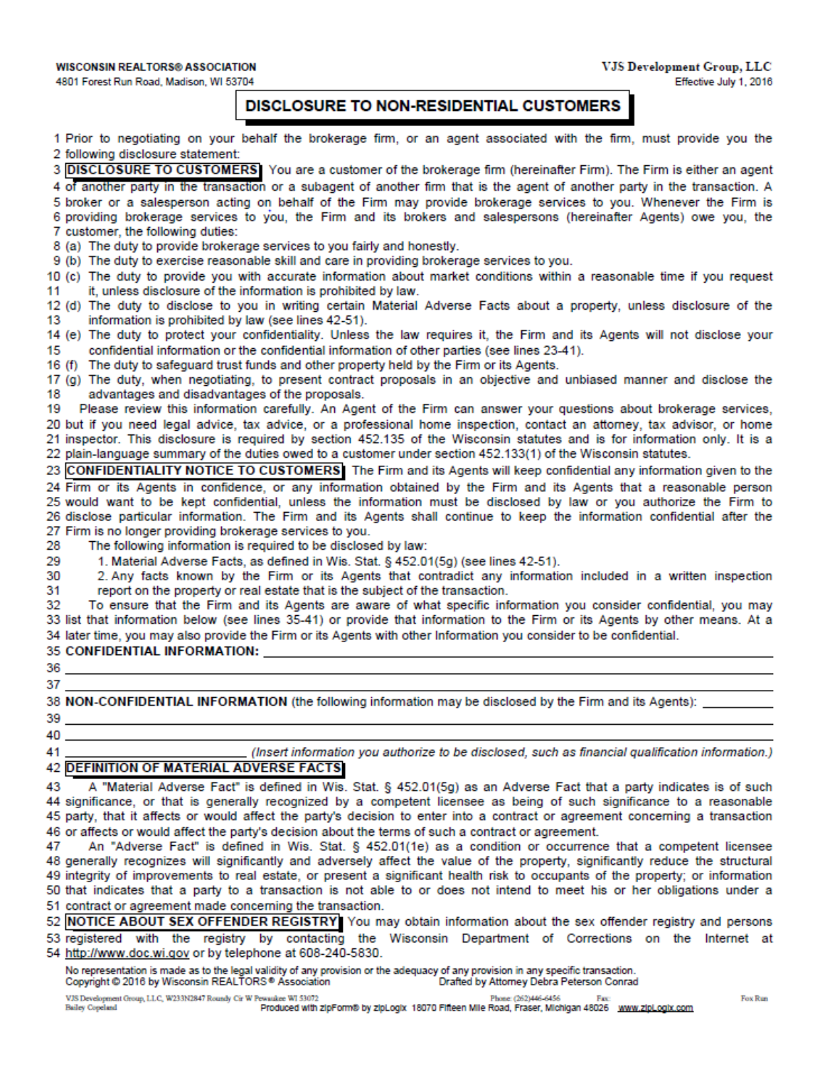WISCONSIN REALTORS® ASSOCIATION
4801 Forest Run Road, Madison, WI 53704

VJS Development Group, LLC
Effective July 1, 2016

# DISCLOSURE TO NON-RESIDENTIAL CUSTOMERS

1 Prior to negotiating on your behalf the brokerage firm, or an agent associated with the firm, must provide you the
2 following disclosure statement:

3 **DISCLOSURE TO CUSTOMERS** You are a customer of the brokerage firm (hereinafter Firm). The Firm is either an agent
4 of another party in the transaction or a subagent of another firm that is the agent of another party in the transaction. A
5 broker or a salesperson acting on behalf of the Firm may provide brokerage services to you. Whenever the Firm is
6 providing brokerage services to you, the Firm and its brokers and salespersons (hereinafter Agents) owe you, the
7 customer, the following duties:

8 (a) The duty to provide brokerage services to you fairly and honestly.
9 (b) The duty to exercise reasonable skill and care in providing brokerage services to you.
10 (c) The duty to provide you with accurate information about market conditions within a reasonable time if you request
11 it, unless disclosure of the information is prohibited by law.
12 (d) The duty to disclose to you in writing certain Material Adverse Facts about a property, unless disclosure of the
13 information is prohibited by law (see lines 42-51).
14 (e) The duty to protect your confidentiality. Unless the law requires it, the Firm and its Agents will not disclose your
15 confidential information or the confidential information of other parties (see lines 23-41).
16 (f) The duty to safeguard trust funds and other property held by the Firm or its Agents.
17 (g) The duty, when negotiating, to present contract proposals in an objective and unbiased manner and disclose the
18 advantages and disadvantages of the proposals.

19 Please review this information carefully. An Agent of the Firm can answer your questions about brokerage services,
20 but if you need legal advice, tax advice, or a professional home inspection, contact an attorney, tax advisor, or home
21 inspector. This disclosure is required by section 452.135 of the Wisconsin statutes and is for information only. It is a
22 plain-language summary of the duties owed to a customer under section 452.133(1) of the Wisconsin statutes.

23 **CONFIDENTIALITY NOTICE TO CUSTOMERS** The Firm and its Agents will keep confidential any information given to the
24 Firm or its Agents in confidence, or any information obtained by the Firm and its Agents that a reasonable person
25 would want to be kept confidential, unless the information must be disclosed by law or you authorize the Firm to
26 disclose particular information. The Firm and its Agents shall continue to keep the information confidential after the
27 Firm is no longer providing brokerage services to you.

28 The following information is required to be disclosed by law:
29 1. Material Adverse Facts, as defined in Wis. Stat. § 452.01(5g) (see lines 42-51).
30 2. Any facts known by the Firm or its Agents that contradict any information included in a written inspection
31 report on the property or real estate that is the subject of the transaction.

32 To ensure that the Firm and its Agents are aware of what specific information you consider confidential, you may
33 list that information below (see lines 35-41) or provide that information to the Firm or its Agents by other means. At a
34 later time, you may also provide the Firm or its Agents with other Information you consider to be confidential.

35 **CONFIDENTIAL INFORMATION:** ______________________________
36 ______________________________
37 ______________________________

38 **NON-CONFIDENTIAL INFORMATION** (the following information may be disclosed by the Firm and its Agents): __________
39 ______________________________
40 ______________________________
41 ______________ *(Insert information you authorize to be disclosed, such as financial qualification information.)*

42 **DEFINITION OF MATERIAL ADVERSE FACTS**

43 A "Material Adverse Fact" is defined in Wis. Stat. § 452.01(5g) as an Adverse Fact that a party indicates is of such
44 significance, or that is generally recognized by a competent licensee as being of such significance to a reasonable
45 party, that it affects or would affect the party's decision to enter into a contract or agreement concerning a transaction
46 or affects or would affect the party's decision about the terms of such a contract or agreement.

47 An "Adverse Fact" is defined in Wis. Stat. § 452.01(1e) as a condition or occurrence that a competent licensee
48 generally recognizes will significantly and adversely affect the value of the property, significantly reduce the structural
49 integrity of improvements to real estate, or present a significant health risk to occupants of the property; or information
50 that indicates that a party to a transaction is not able to or does not intend to meet his or her obligations under a
51 contract or agreement made concerning the transaction.

52 **NOTICE ABOUT SEX OFFENDER REGISTRY** You may obtain information about the sex offender registry and persons
53 registered with the registry by contacting the Wisconsin Department of Corrections on the Internet at
54 http://www.doc.wi.gov or by telephone at 608-240-5830.

No representation is made as to the legal validity of any provision or the adequacy of any provision in any specific transaction.
Copyright © 2016 by Wisconsin REALTORS® Association — Drafted by Attorney Debra Peterson Conrad

VJS Development Group, LLC, W233N2847 Roundy Cir W Pewaukee WI 53072 — Phone: (262)446-6456 — Fax: — Fox Run
Bailey Copeland
Produced with zipForm® by zipLogix 18070 Fifteen Mile Road, Fraser, Michigan 48026 www.zipLogix.com